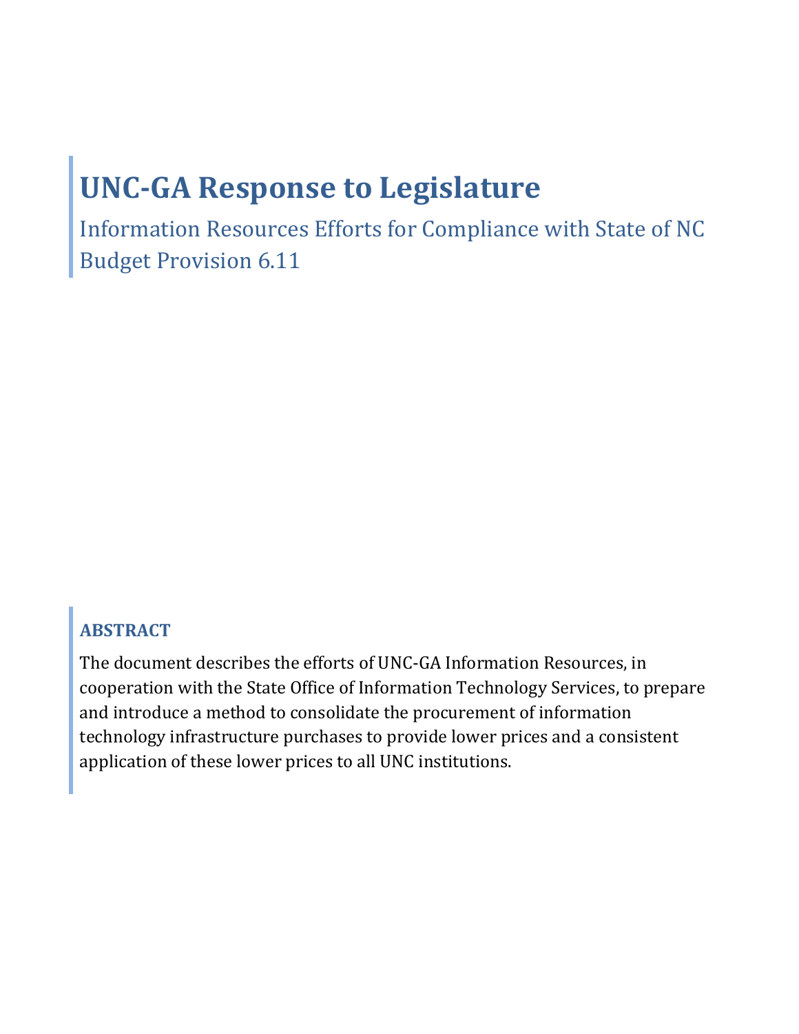# UNC-GA Response to Legislature

## Information Resources Efforts for Compliance with State of NC Budget Provision 6.11

### ABSTRACT

The document describes the efforts of UNC-GA Information Resources, in cooperation with the State Office of Information Technology Services, to prepare and introduce a method to consolidate the procurement of information technology infrastructure purchases to provide lower prices and a consistent application of these lower prices to all UNC institutions.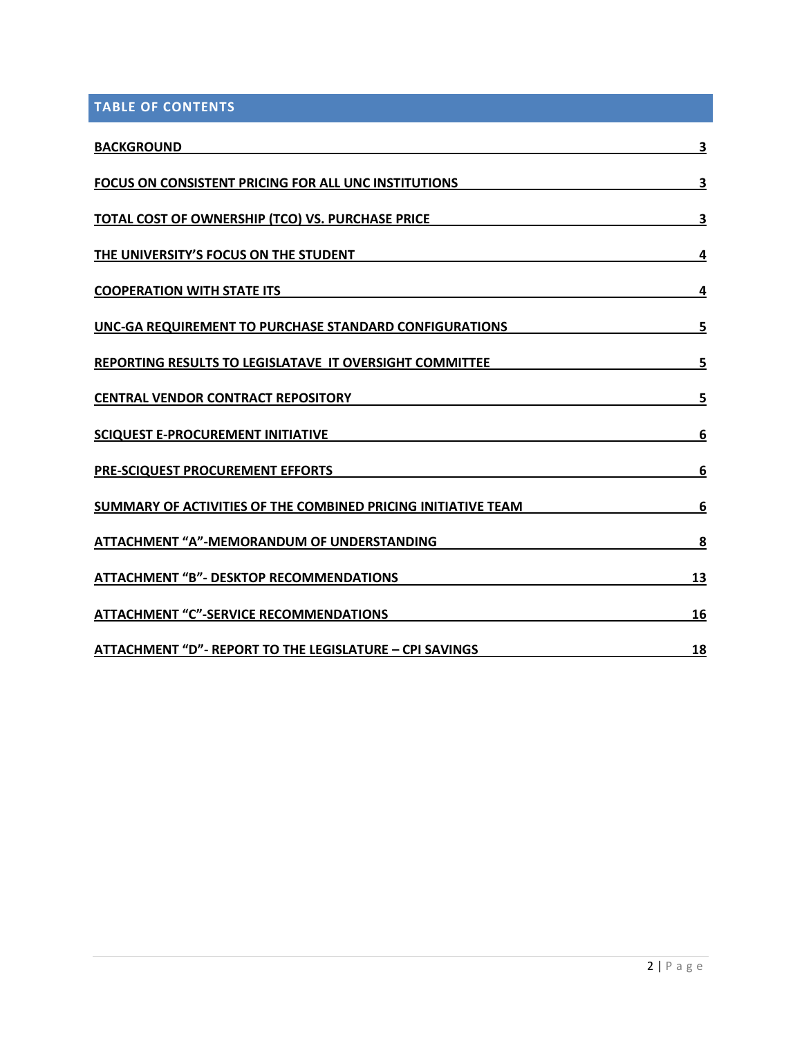## TABLE OF CONTENTS

| | |
|---|---|
| BACKGROUND | 3 |
| FOCUS ON CONSISTENT PRICING FOR ALL UNC INSTITUTIONS | 3 |
| TOTAL COST OF OWNERSHIP (TCO) VS. PURCHASE PRICE | 3 |
| THE UNIVERSITY'S FOCUS ON THE STUDENT | 4 |
| COOPERATION WITH STATE ITS | 4 |
| UNC-GA REQUIREMENT TO PURCHASE STANDARD CONFIGURATIONS | 5 |
| REPORTING RESULTS TO LEGISLATAVE IT OVERSIGHT COMMITTEE | 5 |
| CENTRAL VENDOR CONTRACT REPOSITORY | 5 |
| SCIQUEST E-PROCUREMENT INITIATIVE | 6 |
| PRE-SCIQUEST PROCUREMENT EFFORTS | 6 |
| SUMMARY OF ACTIVITIES OF THE COMBINED PRICING INITIATIVE TEAM | 6 |
| ATTACHMENT "A"-MEMORANDUM OF UNDERSTANDING | 8 |
| ATTACHMENT "B"- DESKTOP RECOMMENDATIONS | 13 |
| ATTACHMENT "C"-SERVICE RECOMMENDATIONS | 16 |
| ATTACHMENT "D"- REPORT TO THE LEGISLATURE – CPI SAVINGS | 18 |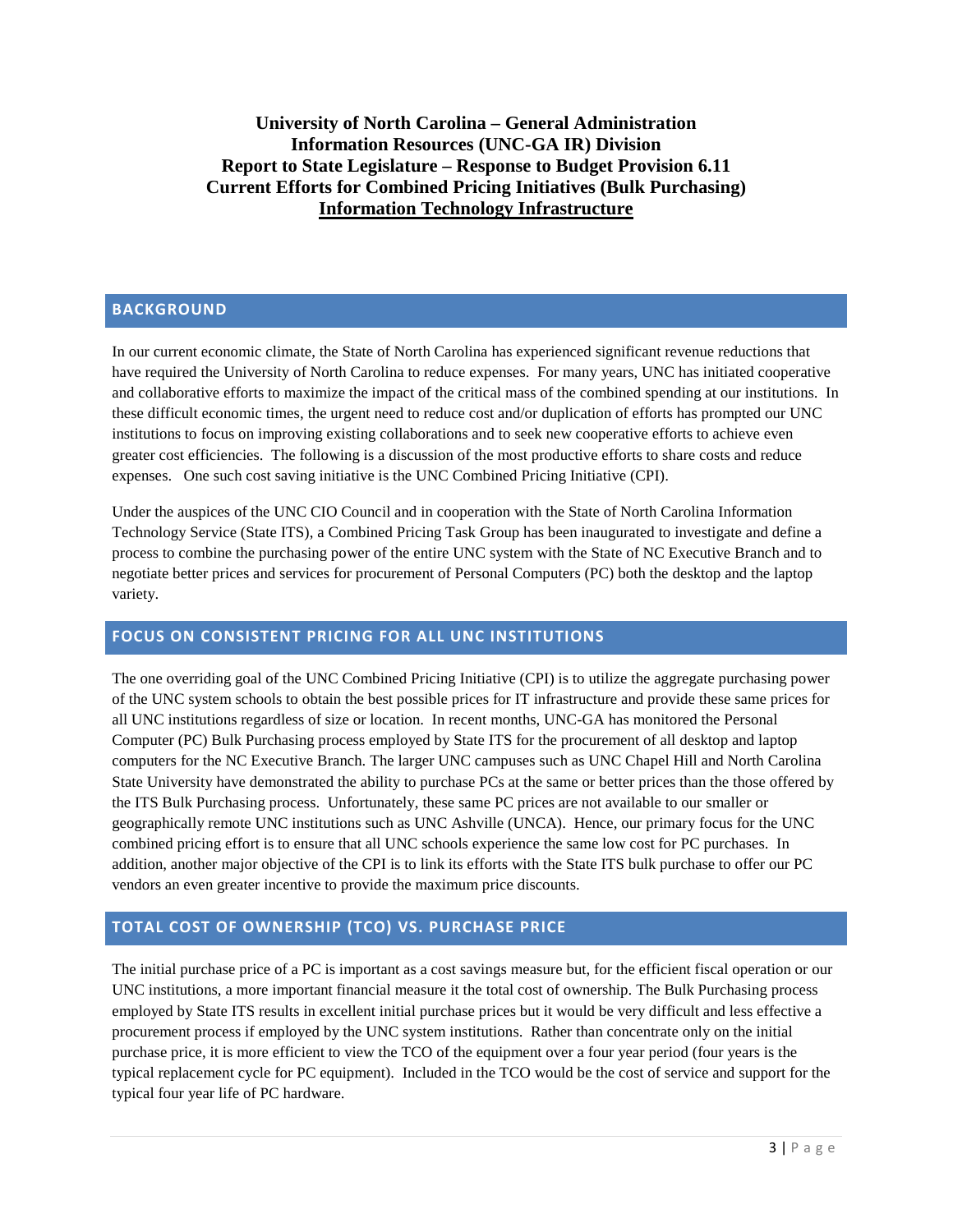**University of North Carolina – General Administration**
**Information Resources (UNC-GA IR) Division**
**Report to State Legislature – Response to Budget Provision 6.11**
**Current Efforts for Combined Pricing Initiatives (Bulk Purchasing)**
**Information Technology Infrastructure**

## BACKGROUND

In our current economic climate, the State of North Carolina has experienced significant revenue reductions that have required the University of North Carolina to reduce expenses. For many years, UNC has initiated cooperative and collaborative efforts to maximize the impact of the critical mass of the combined spending at our institutions. In these difficult economic times, the urgent need to reduce cost and/or duplication of efforts has prompted our UNC institutions to focus on improving existing collaborations and to seek new cooperative efforts to achieve even greater cost efficiencies. The following is a discussion of the most productive efforts to share costs and reduce expenses. One such cost saving initiative is the UNC Combined Pricing Initiative (CPI).

Under the auspices of the UNC CIO Council and in cooperation with the State of North Carolina Information Technology Service (State ITS), a Combined Pricing Task Group has been inaugurated to investigate and define a process to combine the purchasing power of the entire UNC system with the State of NC Executive Branch and to negotiate better prices and services for procurement of Personal Computers (PC) both the desktop and the laptop variety.

## FOCUS ON CONSISTENT PRICING FOR ALL UNC INSTITUTIONS

The one overriding goal of the UNC Combined Pricing Initiative (CPI) is to utilize the aggregate purchasing power of the UNC system schools to obtain the best possible prices for IT infrastructure and provide these same prices for all UNC institutions regardless of size or location. In recent months, UNC-GA has monitored the Personal Computer (PC) Bulk Purchasing process employed by State ITS for the procurement of all desktop and laptop computers for the NC Executive Branch. The larger UNC campuses such as UNC Chapel Hill and North Carolina State University have demonstrated the ability to purchase PCs at the same or better prices than the those offered by the ITS Bulk Purchasing process. Unfortunately, these same PC prices are not available to our smaller or geographically remote UNC institutions such as UNC Ashville (UNCA). Hence, our primary focus for the UNC combined pricing effort is to ensure that all UNC schools experience the same low cost for PC purchases. In addition, another major objective of the CPI is to link its efforts with the State ITS bulk purchase to offer our PC vendors an even greater incentive to provide the maximum price discounts.

## TOTAL COST OF OWNERSHIP (TCO) VS. PURCHASE PRICE

The initial purchase price of a PC is important as a cost savings measure but, for the efficient fiscal operation or our UNC institutions, a more important financial measure it the total cost of ownership. The Bulk Purchasing process employed by State ITS results in excellent initial purchase prices but it would be very difficult and less effective a procurement process if employed by the UNC system institutions. Rather than concentrate only on the initial purchase price, it is more efficient to view the TCO of the equipment over a four year period (four years is the typical replacement cycle for PC equipment). Included in the TCO would be the cost of service and support for the typical four year life of PC hardware.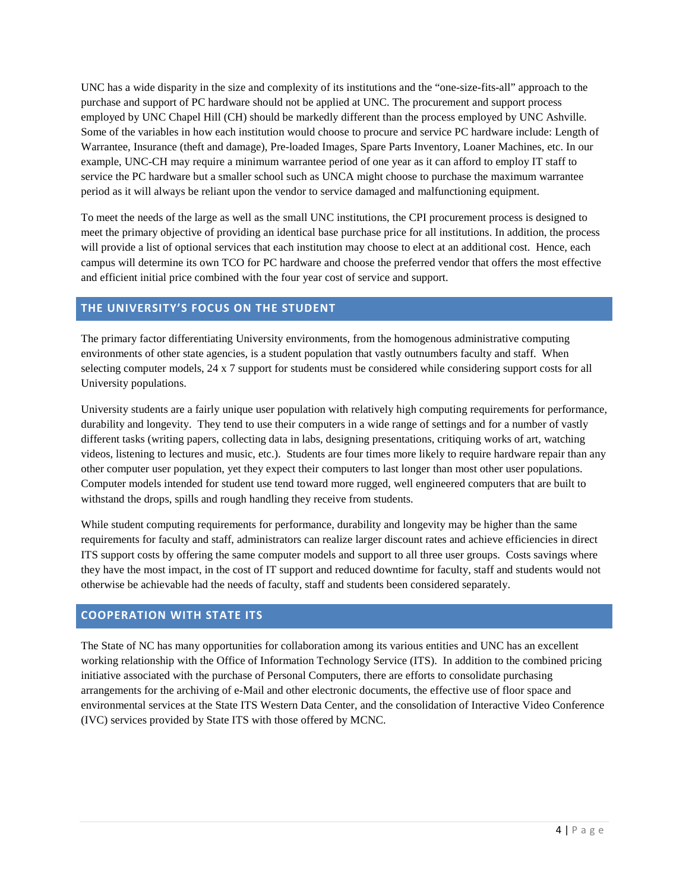UNC has a wide disparity in the size and complexity of its institutions and the "one-size-fits-all" approach to the purchase and support of PC hardware should not be applied at UNC. The procurement and support process employed by UNC Chapel Hill (CH) should be markedly different than the process employed by UNC Ashville. Some of the variables in how each institution would choose to procure and service PC hardware include: Length of Warrantee, Insurance (theft and damage), Pre-loaded Images, Spare Parts Inventory, Loaner Machines, etc. In our example, UNC-CH may require a minimum warrantee period of one year as it can afford to employ IT staff to service the PC hardware but a smaller school such as UNCA might choose to purchase the maximum warrantee period as it will always be reliant upon the vendor to service damaged and malfunctioning equipment.

To meet the needs of the large as well as the small UNC institutions, the CPI procurement process is designed to meet the primary objective of providing an identical base purchase price for all institutions. In addition, the process will provide a list of optional services that each institution may choose to elect at an additional cost. Hence, each campus will determine its own TCO for PC hardware and choose the preferred vendor that offers the most effective and efficient initial price combined with the four year cost of service and support.

## THE UNIVERSITY'S FOCUS ON THE STUDENT

The primary factor differentiating University environments, from the homogenous administrative computing environments of other state agencies, is a student population that vastly outnumbers faculty and staff. When selecting computer models, 24 x 7 support for students must be considered while considering support costs for all University populations.

University students are a fairly unique user population with relatively high computing requirements for performance, durability and longevity. They tend to use their computers in a wide range of settings and for a number of vastly different tasks (writing papers, collecting data in labs, designing presentations, critiquing works of art, watching videos, listening to lectures and music, etc.). Students are four times more likely to require hardware repair than any other computer user population, yet they expect their computers to last longer than most other user populations. Computer models intended for student use tend toward more rugged, well engineered computers that are built to withstand the drops, spills and rough handling they receive from students.

While student computing requirements for performance, durability and longevity may be higher than the same requirements for faculty and staff, administrators can realize larger discount rates and achieve efficiencies in direct ITS support costs by offering the same computer models and support to all three user groups. Costs savings where they have the most impact, in the cost of IT support and reduced downtime for faculty, staff and students would not otherwise be achievable had the needs of faculty, staff and students been considered separately.

## COOPERATION WITH STATE ITS

The State of NC has many opportunities for collaboration among its various entities and UNC has an excellent working relationship with the Office of Information Technology Service (ITS). In addition to the combined pricing initiative associated with the purchase of Personal Computers, there are efforts to consolidate purchasing arrangements for the archiving of e-Mail and other electronic documents, the effective use of floor space and environmental services at the State ITS Western Data Center, and the consolidation of Interactive Video Conference (IVC) services provided by State ITS with those offered by MCNC.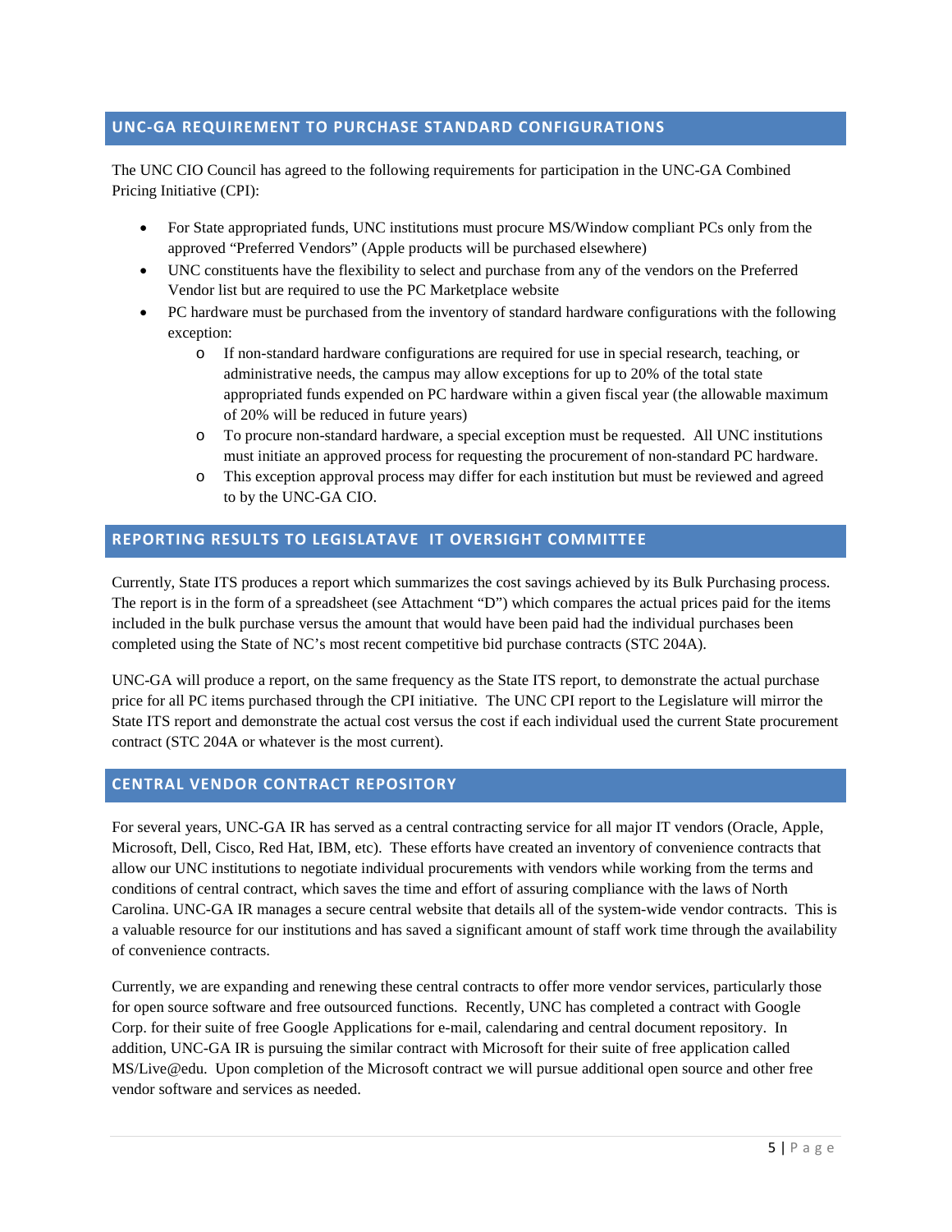## UNC-GA REQUIREMENT TO PURCHASE STANDARD CONFIGURATIONS

The UNC CIO Council has agreed to the following requirements for participation in the UNC-GA Combined Pricing Initiative (CPI):

- For State appropriated funds, UNC institutions must procure MS/Window compliant PCs only from the approved "Preferred Vendors" (Apple products will be purchased elsewhere)
- UNC constituents have the flexibility to select and purchase from any of the vendors on the Preferred Vendor list but are required to use the PC Marketplace website
- PC hardware must be purchased from the inventory of standard hardware configurations with the following exception:
  - If non-standard hardware configurations are required for use in special research, teaching, or administrative needs, the campus may allow exceptions for up to 20% of the total state appropriated funds expended on PC hardware within a given fiscal year (the allowable maximum of 20% will be reduced in future years)
  - To procure non-standard hardware, a special exception must be requested. All UNC institutions must initiate an approved process for requesting the procurement of non-standard PC hardware.
  - This exception approval process may differ for each institution but must be reviewed and agreed to by the UNC-GA CIO.

## REPORTING RESULTS TO LEGISLATAVE IT OVERSIGHT COMMITTEE

Currently, State ITS produces a report which summarizes the cost savings achieved by its Bulk Purchasing process. The report is in the form of a spreadsheet (see Attachment "D") which compares the actual prices paid for the items included in the bulk purchase versus the amount that would have been paid had the individual purchases been completed using the State of NC's most recent competitive bid purchase contracts (STC 204A).

UNC-GA will produce a report, on the same frequency as the State ITS report, to demonstrate the actual purchase price for all PC items purchased through the CPI initiative. The UNC CPI report to the Legislature will mirror the State ITS report and demonstrate the actual cost versus the cost if each individual used the current State procurement contract (STC 204A or whatever is the most current).

## CENTRAL VENDOR CONTRACT REPOSITORY

For several years, UNC-GA IR has served as a central contracting service for all major IT vendors (Oracle, Apple, Microsoft, Dell, Cisco, Red Hat, IBM, etc). These efforts have created an inventory of convenience contracts that allow our UNC institutions to negotiate individual procurements with vendors while working from the terms and conditions of central contract, which saves the time and effort of assuring compliance with the laws of North Carolina. UNC-GA IR manages a secure central website that details all of the system-wide vendor contracts. This is a valuable resource for our institutions and has saved a significant amount of staff work time through the availability of convenience contracts.

Currently, we are expanding and renewing these central contracts to offer more vendor services, particularly those for open source software and free outsourced functions. Recently, UNC has completed a contract with Google Corp. for their suite of free Google Applications for e-mail, calendaring and central document repository. In addition, UNC-GA IR is pursuing the similar contract with Microsoft for their suite of free application called MS/Live@edu. Upon completion of the Microsoft contract we will pursue additional open source and other free vendor software and services as needed.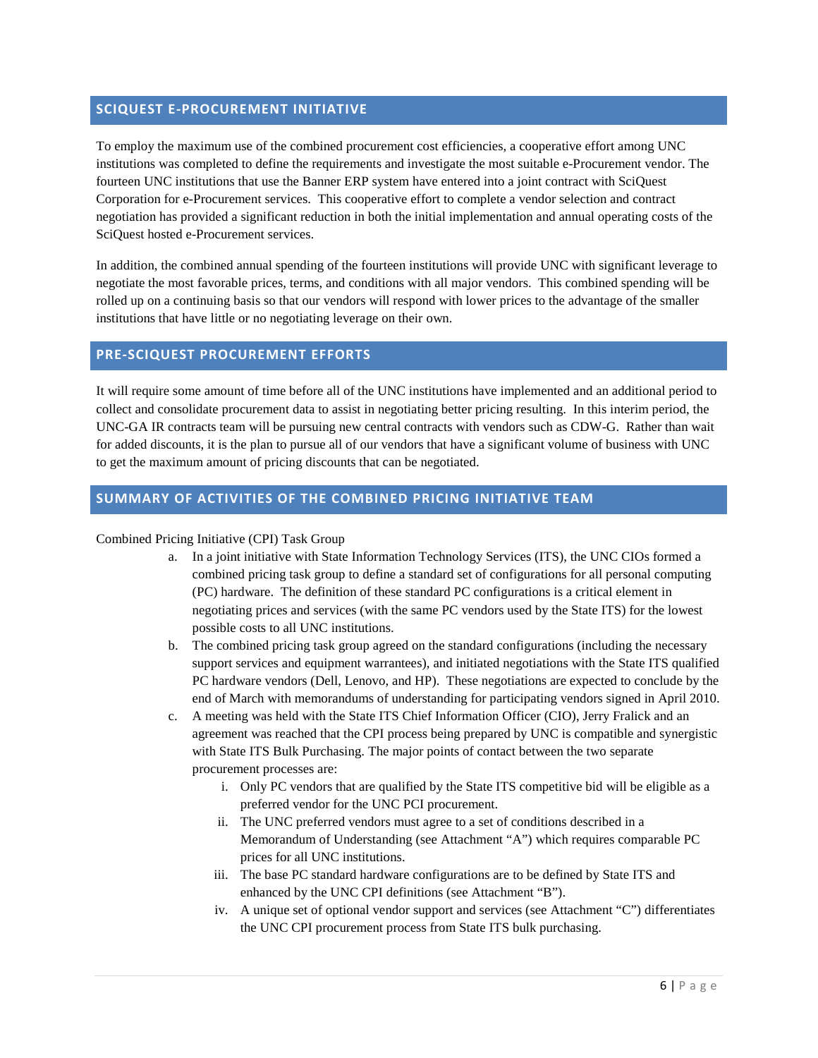## SCIQUEST E-PROCUREMENT INITIATIVE

To employ the maximum use of the combined procurement cost efficiencies, a cooperative effort among UNC institutions was completed to define the requirements and investigate the most suitable e-Procurement vendor. The fourteen UNC institutions that use the Banner ERP system have entered into a joint contract with SciQuest Corporation for e-Procurement services. This cooperative effort to complete a vendor selection and contract negotiation has provided a significant reduction in both the initial implementation and annual operating costs of the SciQuest hosted e-Procurement services.

In addition, the combined annual spending of the fourteen institutions will provide UNC with significant leverage to negotiate the most favorable prices, terms, and conditions with all major vendors. This combined spending will be rolled up on a continuing basis so that our vendors will respond with lower prices to the advantage of the smaller institutions that have little or no negotiating leverage on their own.

## PRE-SCIQUEST PROCUREMENT EFFORTS

It will require some amount of time before all of the UNC institutions have implemented and an additional period to collect and consolidate procurement data to assist in negotiating better pricing resulting. In this interim period, the UNC-GA IR contracts team will be pursuing new central contracts with vendors such as CDW-G. Rather than wait for added discounts, it is the plan to pursue all of our vendors that have a significant volume of business with UNC to get the maximum amount of pricing discounts that can be negotiated.

## SUMMARY OF ACTIVITIES OF THE COMBINED PRICING INITIATIVE TEAM

Combined Pricing Initiative (CPI) Task Group

a. In a joint initiative with State Information Technology Services (ITS), the UNC CIOs formed a combined pricing task group to define a standard set of configurations for all personal computing (PC) hardware. The definition of these standard PC configurations is a critical element in negotiating prices and services (with the same PC vendors used by the State ITS) for the lowest possible costs to all UNC institutions.
b. The combined pricing task group agreed on the standard configurations (including the necessary support services and equipment warrantees), and initiated negotiations with the State ITS qualified PC hardware vendors (Dell, Lenovo, and HP). These negotiations are expected to conclude by the end of March with memorandums of understanding for participating vendors signed in April 2010.
c. A meeting was held with the State ITS Chief Information Officer (CIO), Jerry Fralick and an agreement was reached that the CPI process being prepared by UNC is compatible and synergistic with State ITS Bulk Purchasing. The major points of contact between the two separate procurement processes are:
    i. Only PC vendors that are qualified by the State ITS competitive bid will be eligible as a preferred vendor for the UNC PCI procurement.
    ii. The UNC preferred vendors must agree to a set of conditions described in a Memorandum of Understanding (see Attachment "A") which requires comparable PC prices for all UNC institutions.
    iii. The base PC standard hardware configurations are to be defined by State ITS and enhanced by the UNC CPI definitions (see Attachment "B").
    iv. A unique set of optional vendor support and services (see Attachment "C") differentiates the UNC CPI procurement process from State ITS bulk purchasing.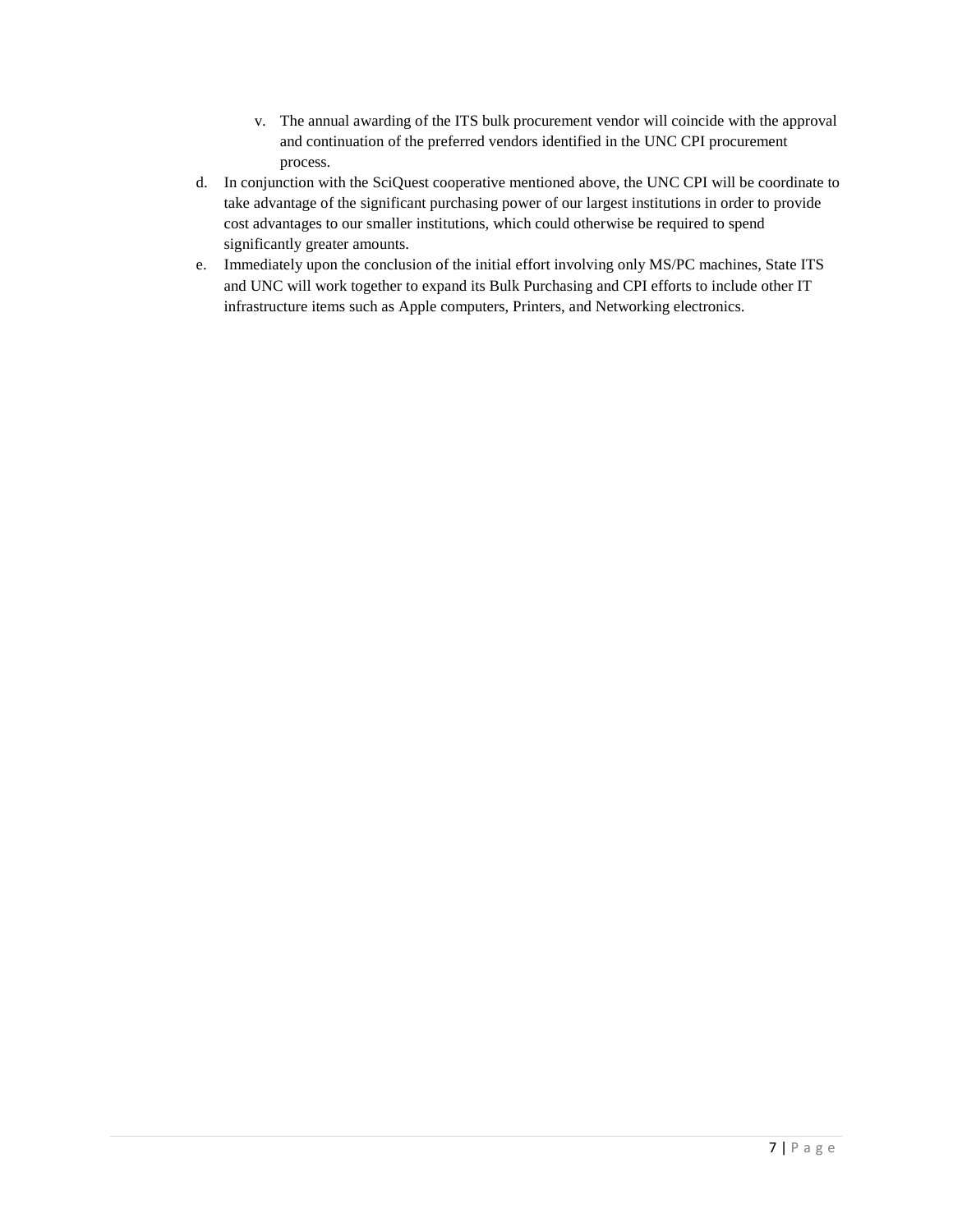v. The annual awarding of the ITS bulk procurement vendor will coincide with the approval and continuation of the preferred vendors identified in the UNC CPI procurement process.

d. In conjunction with the SciQuest cooperative mentioned above, the UNC CPI will be coordinate to take advantage of the significant purchasing power of our largest institutions in order to provide cost advantages to our smaller institutions, which could otherwise be required to spend significantly greater amounts.

e. Immediately upon the conclusion of the initial effort involving only MS/PC machines, State ITS and UNC will work together to expand its Bulk Purchasing and CPI efforts to include other IT infrastructure items such as Apple computers, Printers, and Networking electronics.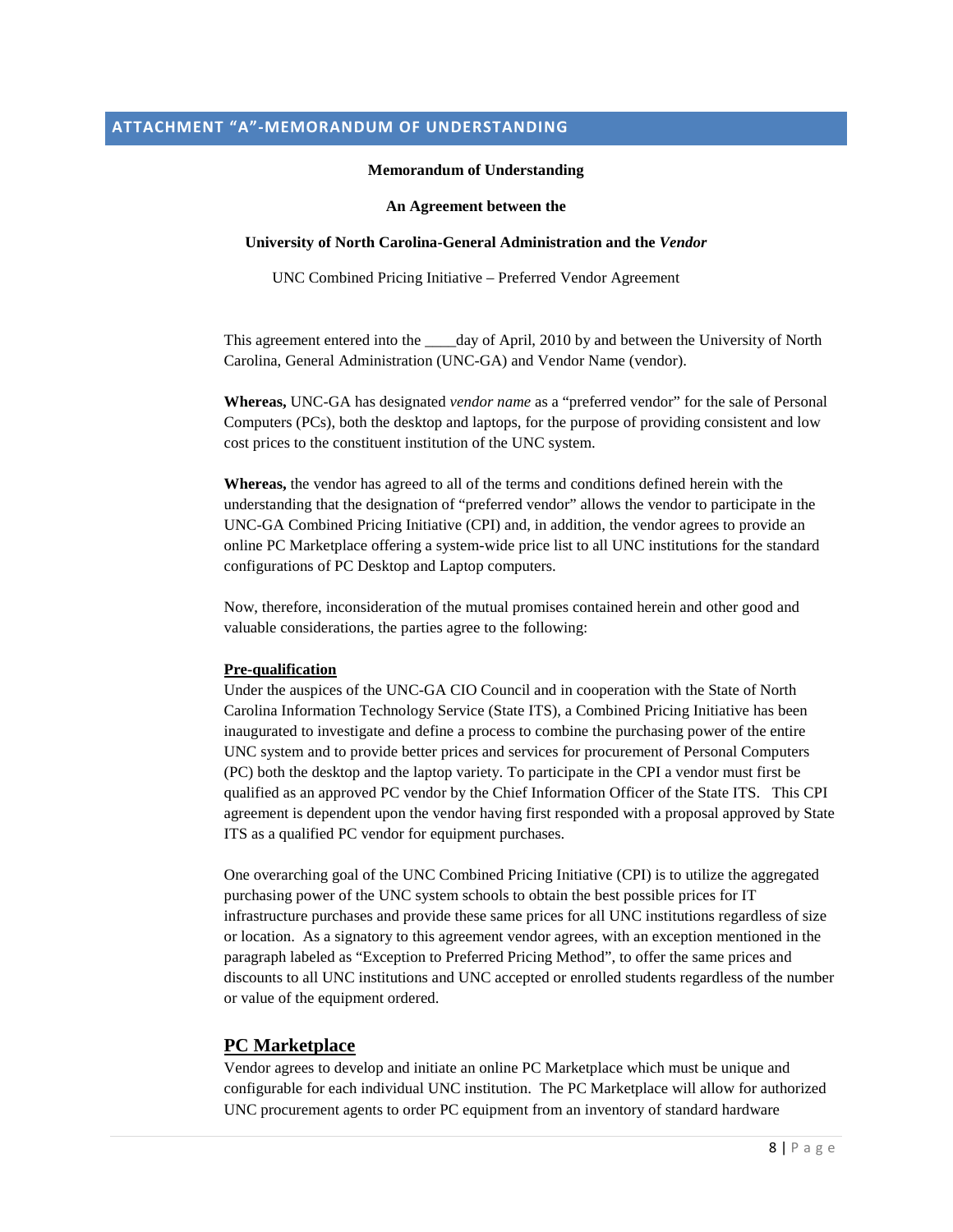## ATTACHMENT "A"-MEMORANDUM OF UNDERSTANDING

**Memorandum of Understanding**

**An Agreement between the**

**University of North Carolina-General Administration and the *Vendor***

UNC Combined Pricing Initiative – Preferred Vendor Agreement

This agreement entered into the ____day of April, 2010 by and between the University of North Carolina, General Administration (UNC-GA) and Vendor Name (vendor).

**Whereas,** UNC-GA has designated *vendor name* as a "preferred vendor" for the sale of Personal Computers (PCs), both the desktop and laptops, for the purpose of providing consistent and low cost prices to the constituent institution of the UNC system.

**Whereas,** the vendor has agreed to all of the terms and conditions defined herein with the understanding that the designation of "preferred vendor" allows the vendor to participate in the UNC-GA Combined Pricing Initiative (CPI) and, in addition, the vendor agrees to provide an online PC Marketplace offering a system-wide price list to all UNC institutions for the standard configurations of PC Desktop and Laptop computers.

Now, therefore, inconsideration of the mutual promises contained herein and other good and valuable considerations, the parties agree to the following:

**Pre-qualification**

Under the auspices of the UNC-GA CIO Council and in cooperation with the State of North Carolina Information Technology Service (State ITS), a Combined Pricing Initiative has been inaugurated to investigate and define a process to combine the purchasing power of the entire UNC system and to provide better prices and services for procurement of Personal Computers (PC) both the desktop and the laptop variety. To participate in the CPI a vendor must first be qualified as an approved PC vendor by the Chief Information Officer of the State ITS. This CPI agreement is dependent upon the vendor having first responded with a proposal approved by State ITS as a qualified PC vendor for equipment purchases.

One overarching goal of the UNC Combined Pricing Initiative (CPI) is to utilize the aggregated purchasing power of the UNC system schools to obtain the best possible prices for IT infrastructure purchases and provide these same prices for all UNC institutions regardless of size or location. As a signatory to this agreement vendor agrees, with an exception mentioned in the paragraph labeled as "Exception to Preferred Pricing Method", to offer the same prices and discounts to all UNC institutions and UNC accepted or enrolled students regardless of the number or value of the equipment ordered.

### PC Marketplace

Vendor agrees to develop and initiate an online PC Marketplace which must be unique and configurable for each individual UNC institution. The PC Marketplace will allow for authorized UNC procurement agents to order PC equipment from an inventory of standard hardware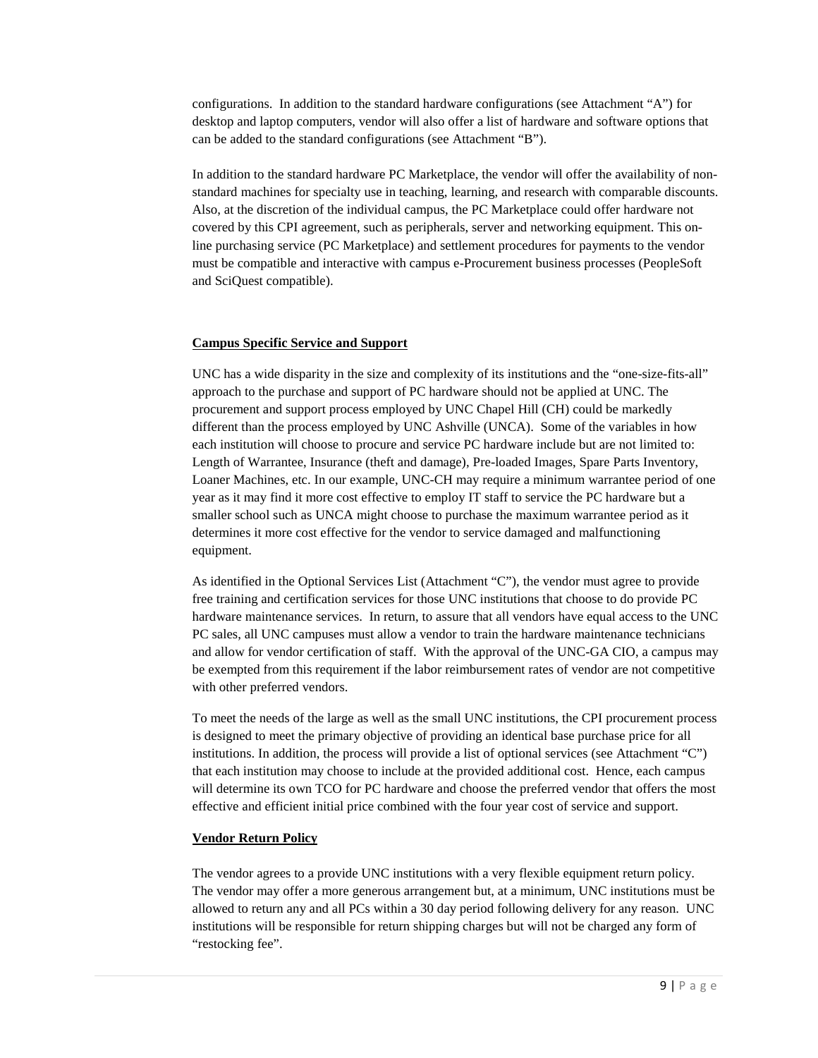configurations. In addition to the standard hardware configurations (see Attachment "A") for desktop and laptop computers, vendor will also offer a list of hardware and software options that can be added to the standard configurations (see Attachment "B").

In addition to the standard hardware PC Marketplace, the vendor will offer the availability of non-standard machines for specialty use in teaching, learning, and research with comparable discounts. Also, at the discretion of the individual campus, the PC Marketplace could offer hardware not covered by this CPI agreement, such as peripherals, server and networking equipment. This on-line purchasing service (PC Marketplace) and settlement procedures for payments to the vendor must be compatible and interactive with campus e-Procurement business processes (PeopleSoft and SciQuest compatible).

**Campus Specific Service and Support**

UNC has a wide disparity in the size and complexity of its institutions and the "one-size-fits-all" approach to the purchase and support of PC hardware should not be applied at UNC. The procurement and support process employed by UNC Chapel Hill (CH) could be markedly different than the process employed by UNC Ashville (UNCA). Some of the variables in how each institution will choose to procure and service PC hardware include but are not limited to: Length of Warrantee, Insurance (theft and damage), Pre-loaded Images, Spare Parts Inventory, Loaner Machines, etc. In our example, UNC-CH may require a minimum warrantee period of one year as it may find it more cost effective to employ IT staff to service the PC hardware but a smaller school such as UNCA might choose to purchase the maximum warrantee period as it determines it more cost effective for the vendor to service damaged and malfunctioning equipment.

As identified in the Optional Services List (Attachment "C"), the vendor must agree to provide free training and certification services for those UNC institutions that choose to do provide PC hardware maintenance services. In return, to assure that all vendors have equal access to the UNC PC sales, all UNC campuses must allow a vendor to train the hardware maintenance technicians and allow for vendor certification of staff. With the approval of the UNC-GA CIO, a campus may be exempted from this requirement if the labor reimbursement rates of vendor are not competitive with other preferred vendors.

To meet the needs of the large as well as the small UNC institutions, the CPI procurement process is designed to meet the primary objective of providing an identical base purchase price for all institutions. In addition, the process will provide a list of optional services (see Attachment "C") that each institution may choose to include at the provided additional cost. Hence, each campus will determine its own TCO for PC hardware and choose the preferred vendor that offers the most effective and efficient initial price combined with the four year cost of service and support.

**Vendor Return Policy**

The vendor agrees to a provide UNC institutions with a very flexible equipment return policy. The vendor may offer a more generous arrangement but, at a minimum, UNC institutions must be allowed to return any and all PCs within a 30 day period following delivery for any reason. UNC institutions will be responsible for return shipping charges but will not be charged any form of "restocking fee".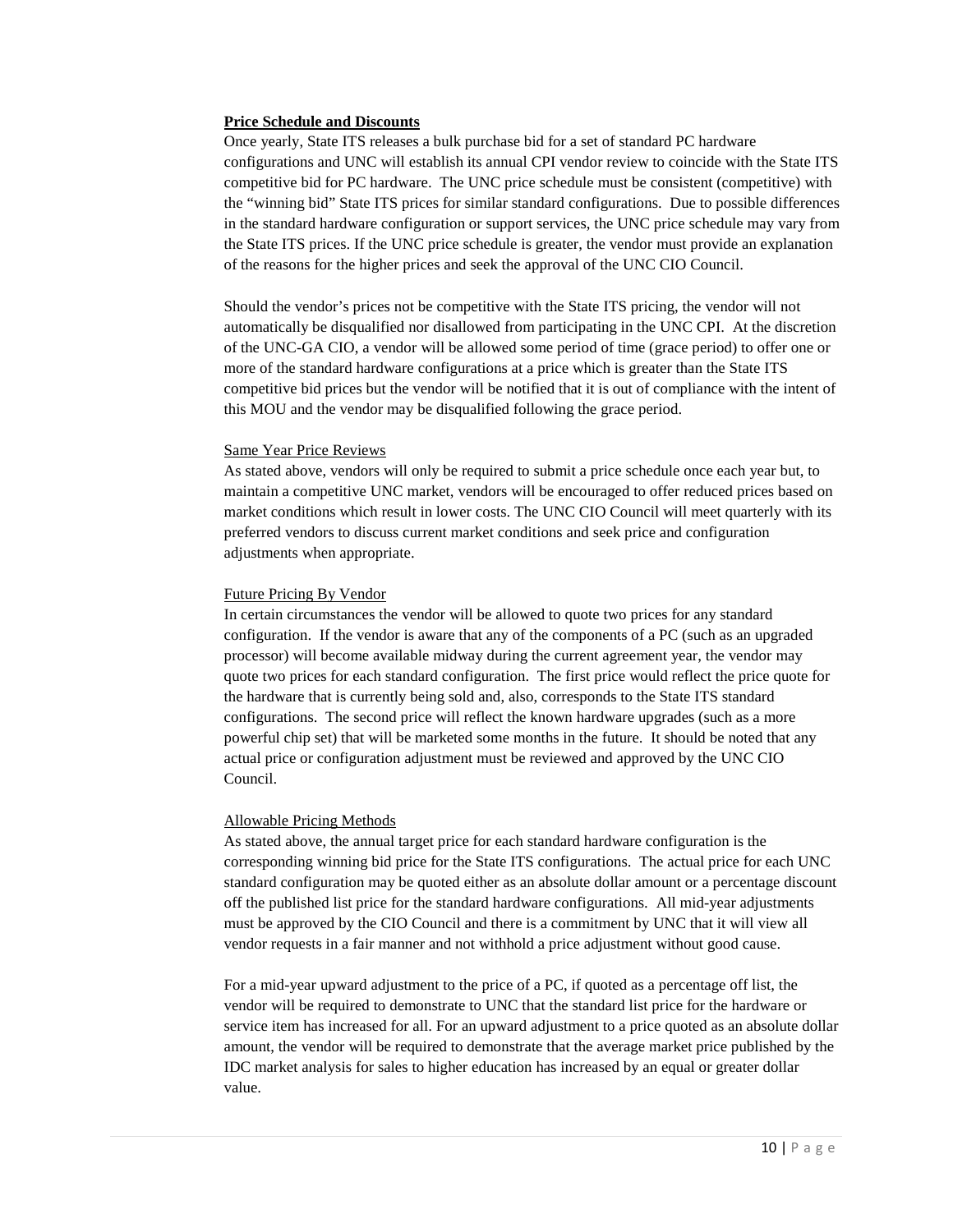**Price Schedule and Discounts**

Once yearly, State ITS releases a bulk purchase bid for a set of standard PC hardware configurations and UNC will establish its annual CPI vendor review to coincide with the State ITS competitive bid for PC hardware. The UNC price schedule must be consistent (competitive) with the "winning bid" State ITS prices for similar standard configurations. Due to possible differences in the standard hardware configuration or support services, the UNC price schedule may vary from the State ITS prices. If the UNC price schedule is greater, the vendor must provide an explanation of the reasons for the higher prices and seek the approval of the UNC CIO Council.

Should the vendor's prices not be competitive with the State ITS pricing, the vendor will not automatically be disqualified nor disallowed from participating in the UNC CPI. At the discretion of the UNC-GA CIO, a vendor will be allowed some period of time (grace period) to offer one or more of the standard hardware configurations at a price which is greater than the State ITS competitive bid prices but the vendor will be notified that it is out of compliance with the intent of this MOU and the vendor may be disqualified following the grace period.

Same Year Price Reviews

As stated above, vendors will only be required to submit a price schedule once each year but, to maintain a competitive UNC market, vendors will be encouraged to offer reduced prices based on market conditions which result in lower costs. The UNC CIO Council will meet quarterly with its preferred vendors to discuss current market conditions and seek price and configuration adjustments when appropriate.

Future Pricing By Vendor

In certain circumstances the vendor will be allowed to quote two prices for any standard configuration. If the vendor is aware that any of the components of a PC (such as an upgraded processor) will become available midway during the current agreement year, the vendor may quote two prices for each standard configuration. The first price would reflect the price quote for the hardware that is currently being sold and, also, corresponds to the State ITS standard configurations. The second price will reflect the known hardware upgrades (such as a more powerful chip set) that will be marketed some months in the future. It should be noted that any actual price or configuration adjustment must be reviewed and approved by the UNC CIO Council.

Allowable Pricing Methods

As stated above, the annual target price for each standard hardware configuration is the corresponding winning bid price for the State ITS configurations. The actual price for each UNC standard configuration may be quoted either as an absolute dollar amount or a percentage discount off the published list price for the standard hardware configurations. All mid-year adjustments must be approved by the CIO Council and there is a commitment by UNC that it will view all vendor requests in a fair manner and not withhold a price adjustment without good cause.

For a mid-year upward adjustment to the price of a PC, if quoted as a percentage off list, the vendor will be required to demonstrate to UNC that the standard list price for the hardware or service item has increased for all. For an upward adjustment to a price quoted as an absolute dollar amount, the vendor will be required to demonstrate that the average market price published by the IDC market analysis for sales to higher education has increased by an equal or greater dollar value.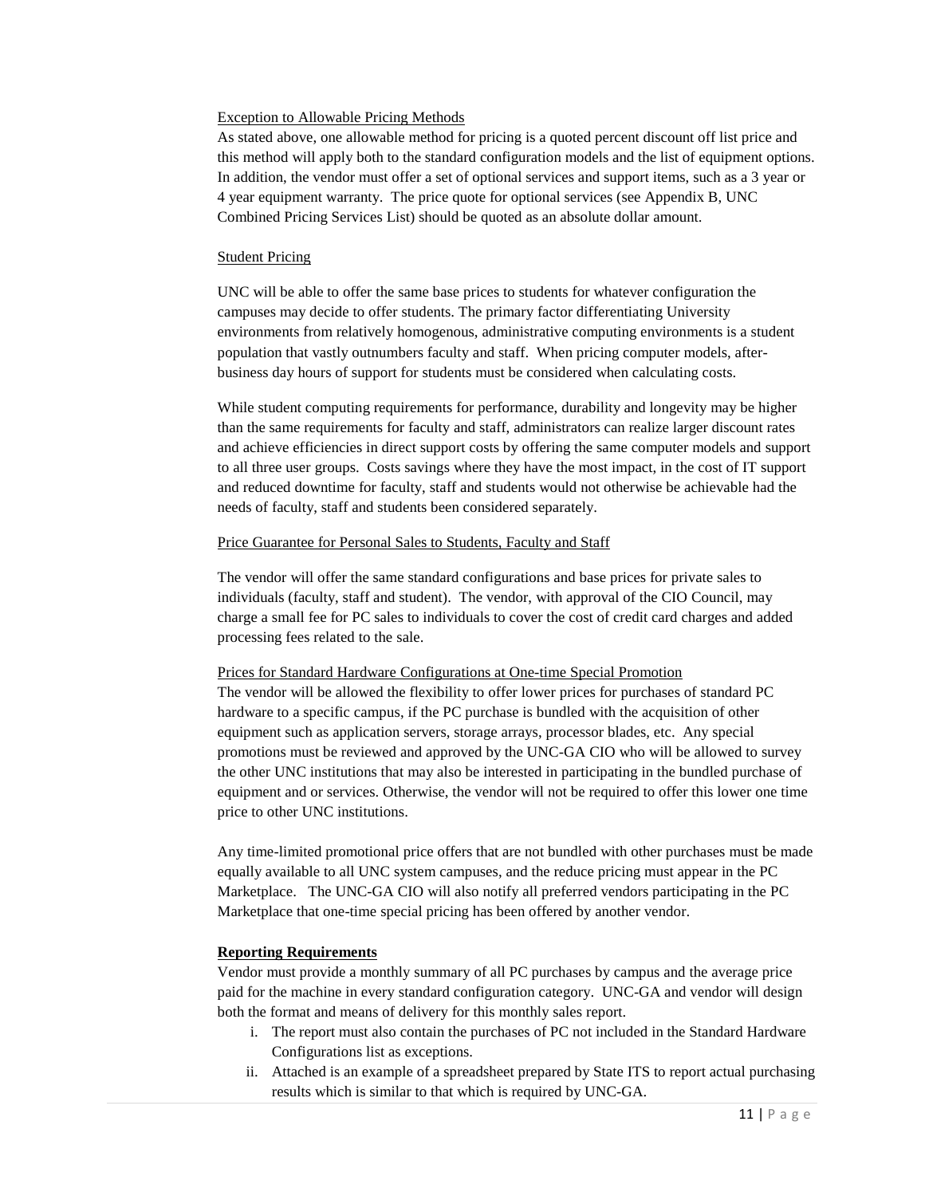<u>Exception to Allowable Pricing Methods</u>

As stated above, one allowable method for pricing is a quoted percent discount off list price and this method will apply both to the standard configuration models and the list of equipment options. In addition, the vendor must offer a set of optional services and support items, such as a 3 year or 4 year equipment warranty. The price quote for optional services (see Appendix B, UNC Combined Pricing Services List) should be quoted as an absolute dollar amount.

<u>Student Pricing</u>

UNC will be able to offer the same base prices to students for whatever configuration the campuses may decide to offer students. The primary factor differentiating University environments from relatively homogenous, administrative computing environments is a student population that vastly outnumbers faculty and staff. When pricing computer models, after-business day hours of support for students must be considered when calculating costs.

While student computing requirements for performance, durability and longevity may be higher than the same requirements for faculty and staff, administrators can realize larger discount rates and achieve efficiencies in direct support costs by offering the same computer models and support to all three user groups. Costs savings where they have the most impact, in the cost of IT support and reduced downtime for faculty, staff and students would not otherwise be achievable had the needs of faculty, staff and students been considered separately.

<u>Price Guarantee for Personal Sales to Students, Faculty and Staff</u>

The vendor will offer the same standard configurations and base prices for private sales to individuals (faculty, staff and student). The vendor, with approval of the CIO Council, may charge a small fee for PC sales to individuals to cover the cost of credit card charges and added processing fees related to the sale.

<u>Prices for Standard Hardware Configurations at One-time Special Promotion</u>

The vendor will be allowed the flexibility to offer lower prices for purchases of standard PC hardware to a specific campus, if the PC purchase is bundled with the acquisition of other equipment such as application servers, storage arrays, processor blades, etc. Any special promotions must be reviewed and approved by the UNC-GA CIO who will be allowed to survey the other UNC institutions that may also be interested in participating in the bundled purchase of equipment and or services. Otherwise, the vendor will not be required to offer this lower one time price to other UNC institutions.

Any time-limited promotional price offers that are not bundled with other purchases must be made equally available to all UNC system campuses, and the reduce pricing must appear in the PC Marketplace. The UNC-GA CIO will also notify all preferred vendors participating in the PC Marketplace that one-time special pricing has been offered by another vendor.

**<u>Reporting Requirements</u>**

Vendor must provide a monthly summary of all PC purchases by campus and the average price paid for the machine in every standard configuration category. UNC-GA and vendor will design both the format and means of delivery for this monthly sales report.

i. The report must also contain the purchases of PC not included in the Standard Hardware Configurations list as exceptions.
ii. Attached is an example of a spreadsheet prepared by State ITS to report actual purchasing results which is similar to that which is required by UNC-GA.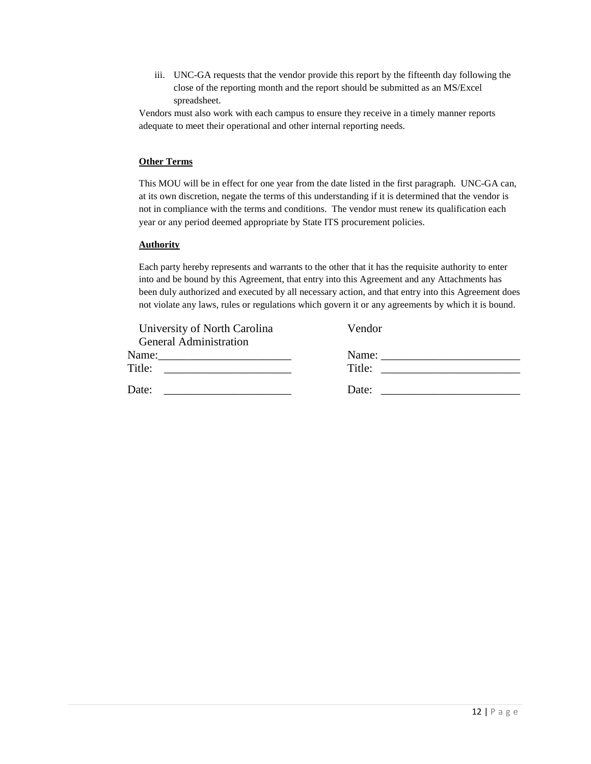iii. UNC-GA requests that the vendor provide this report by the fifteenth day following the close of the reporting month and the report should be submitted as an MS/Excel spreadsheet.

Vendors must also work with each campus to ensure they receive in a timely manner reports adequate to meet their operational and other internal reporting needs.

**Other Terms**

This MOU will be in effect for one year from the date listed in the first paragraph. UNC-GA can, at its own discretion, negate the terms of this understanding if it is determined that the vendor is not in compliance with the terms and conditions. The vendor must renew its qualification each year or any period deemed appropriate by State ITS procurement policies.

**Authority**

Each party hereby represents and warrants to the other that it has the requisite authority to enter into and be bound by this Agreement, that entry into this Agreement and any Attachments has been duly authorized and executed by all necessary action, and that entry into this Agreement does not violate any laws, rules or regulations which govern it or any agreements by which it is bound.

| University of North Carolina General Administration | Vendor |
|---|---|
| Name:______________________ | Name: ______________________ |
| Title: ______________________ | Title: ______________________ |
| Date: ______________________ | Date: ______________________ |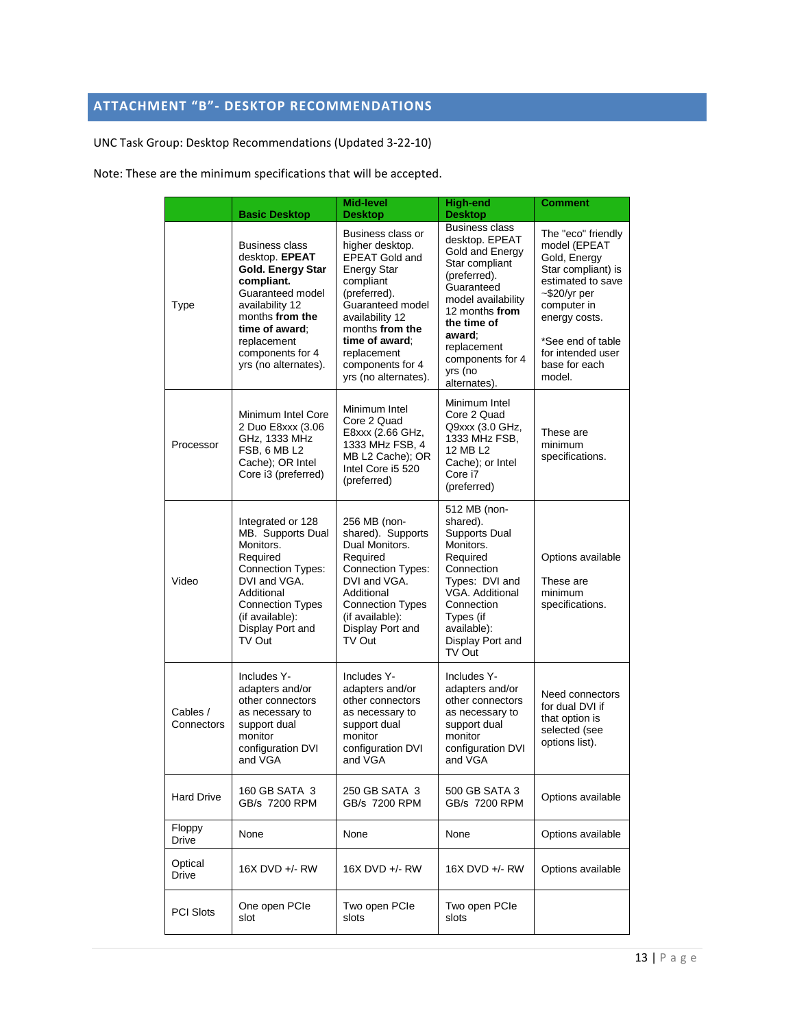# ATTACHMENT "B"- DESKTOP RECOMMENDATIONS

UNC Task Group: Desktop Recommendations (Updated 3-22-10)

Note: These are the minimum specifications that will be accepted.

| | Basic Desktop | Mid-level Desktop | High-end Desktop | Comment |
|---|---|---|---|---|
| Type | Business class desktop. **EPEAT Gold. Energy Star compliant.** Guaranteed model availability 12 months **from the time of award**; replacement components for 4 yrs (no alternates). | Business class or higher desktop. EPEAT Gold and Energy Star compliant (preferred). Guaranteed model availability 12 months **from the time of award**; replacement components for 4 yrs (no alternates). | Business class desktop. EPEAT Gold and Energy Star compliant (preferred). Guaranteed model availability 12 months **from the time of award**; replacement components for 4 yrs (no alternates). | The "eco" friendly model (EPEAT Gold, Energy Star compliant) is estimated to save ~$20/yr per computer in energy costs. *See end of table for intended user base for each model. |
| Processor | Minimum Intel Core 2 Duo E8xxx (3.06 GHz, 1333 MHz FSB, 6 MB L2 Cache); OR Intel Core i3 (preferred) | Minimum Intel Core 2 Quad E8xxx (2.66 GHz, 1333 MHz FSB, 4 MB L2 Cache); OR Intel Core i5 520 (preferred) | Minimum Intel Core 2 Quad Q9xxx (3.0 GHz, 1333 MHz FSB, 12 MB L2 Cache); or Intel Core i7 (preferred) | These are minimum specifications. |
| Video | Integrated or 128 MB. Supports Dual Monitors. Required Connection Types: DVI and VGA. Additional Connection Types (if available): Display Port and TV Out | 256 MB (non-shared). Supports Dual Monitors. Required Connection Types: DVI and VGA. Additional Connection Types (if available): Display Port and TV Out | 512 MB (non-shared). Supports Dual Monitors. Required Connection Types: DVI and VGA. Additional Connection Types (if available): Display Port and TV Out | Options available These are minimum specifications. |
| Cables / Connectors | Includes Y-adapters and/or other connectors as necessary to support dual monitor configuration DVI and VGA | Includes Y-adapters and/or other connectors as necessary to support dual monitor configuration DVI and VGA | Includes Y-adapters and/or other connectors as necessary to support dual monitor configuration DVI and VGA | Need connectors for dual DVI if that option is selected (see options list). |
| Hard Drive | 160 GB SATA 3 GB/s 7200 RPM | 250 GB SATA 3 GB/s 7200 RPM | 500 GB SATA 3 GB/s 7200 RPM | Options available |
| Floppy Drive | None | None | None | Options available |
| Optical Drive | 16X DVD +/- RW | 16X DVD +/- RW | 16X DVD +/- RW | Options available |
| PCI Slots | One open PCIe slot | Two open PCIe slots | Two open PCIe slots | |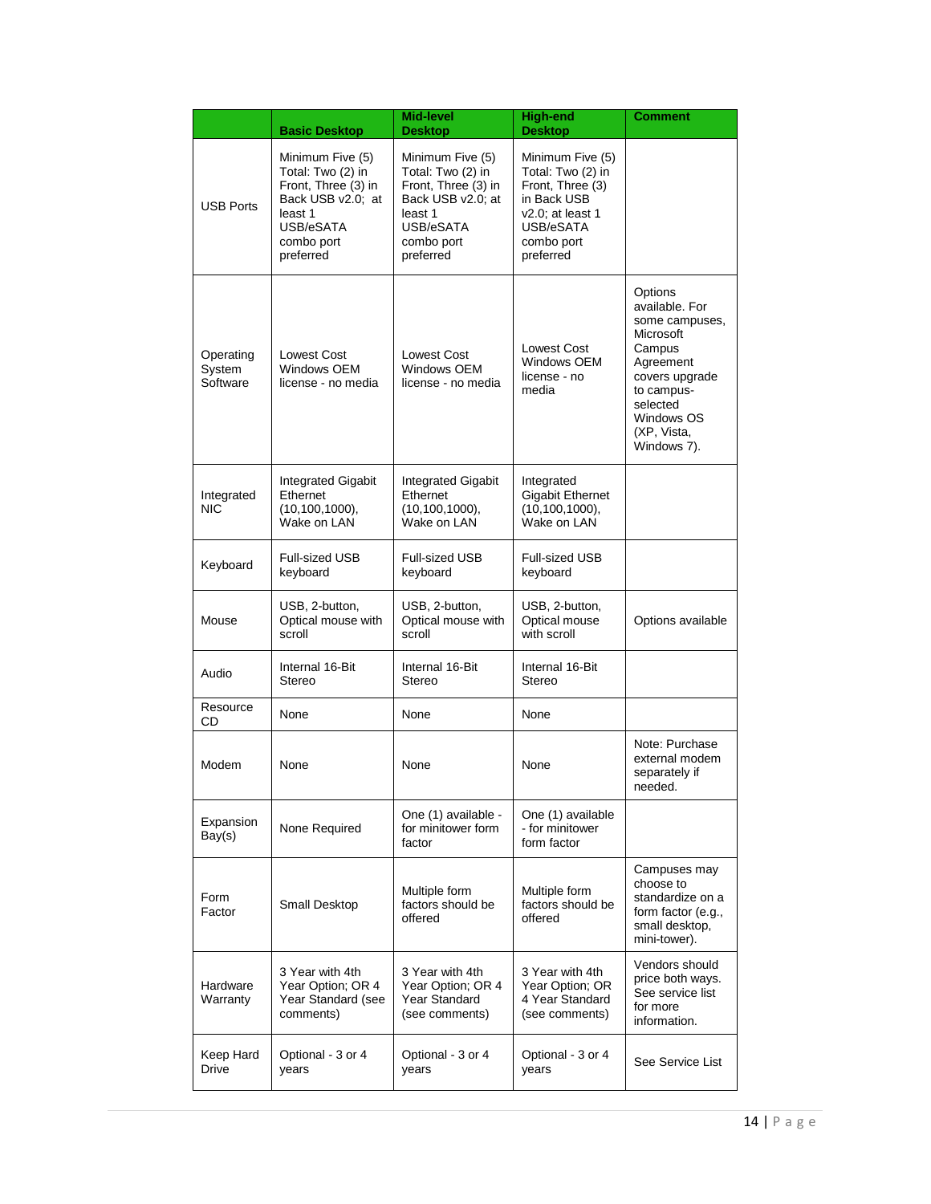| | Basic Desktop | Mid-level Desktop | High-end Desktop | Comment |
|---|---|---|---|---|
| USB Ports | Minimum Five (5) Total: Two (2) in Front, Three (3) in Back USB v2.0; at least 1 USB/eSATA combo port preferred | Minimum Five (5) Total: Two (2) in Front, Three (3) in Back USB v2.0; at least 1 USB/eSATA combo port preferred | Minimum Five (5) Total: Two (2) in Front, Three (3) in Back USB v2.0; at least 1 USB/eSATA combo port preferred | |
| Operating System Software | Lowest Cost Windows OEM license - no media | Lowest Cost Windows OEM license - no media | Lowest Cost Windows OEM license - no media | Options available. For some campuses, Microsoft Campus Agreement covers upgrade to campus-selected Windows OS (XP, Vista, Windows 7). |
| Integrated NIC | Integrated Gigabit Ethernet (10,100,1000), Wake on LAN | Integrated Gigabit Ethernet (10,100,1000), Wake on LAN | Integrated Gigabit Ethernet (10,100,1000), Wake on LAN | |
| Keyboard | Full-sized USB keyboard | Full-sized USB keyboard | Full-sized USB keyboard | |
| Mouse | USB, 2-button, Optical mouse with scroll | USB, 2-button, Optical mouse with scroll | USB, 2-button, Optical mouse with scroll | Options available |
| Audio | Internal 16-Bit Stereo | Internal 16-Bit Stereo | Internal 16-Bit Stereo | |
| Resource CD | None | None | None | |
| Modem | None | None | None | Note: Purchase external modem separately if needed. |
| Expansion Bay(s) | None Required | One (1) available - for minitower form factor | One (1) available - for minitower form factor | |
| Form Factor | Small Desktop | Multiple form factors should be offered | Multiple form factors should be offered | Campuses may choose to standardize on a form factor (e.g., small desktop, mini-tower). |
| Hardware Warranty | 3 Year with 4th Year Option; OR 4 Year Standard (see comments) | 3 Year with 4th Year Option; OR 4 Year Standard (see comments) | 3 Year with 4th Year Option; OR 4 Year Standard (see comments) | Vendors should price both ways. See service list for more information. |
| Keep Hard Drive | Optional - 3 or 4 years | Optional - 3 or 4 years | Optional - 3 or 4 years | See Service List |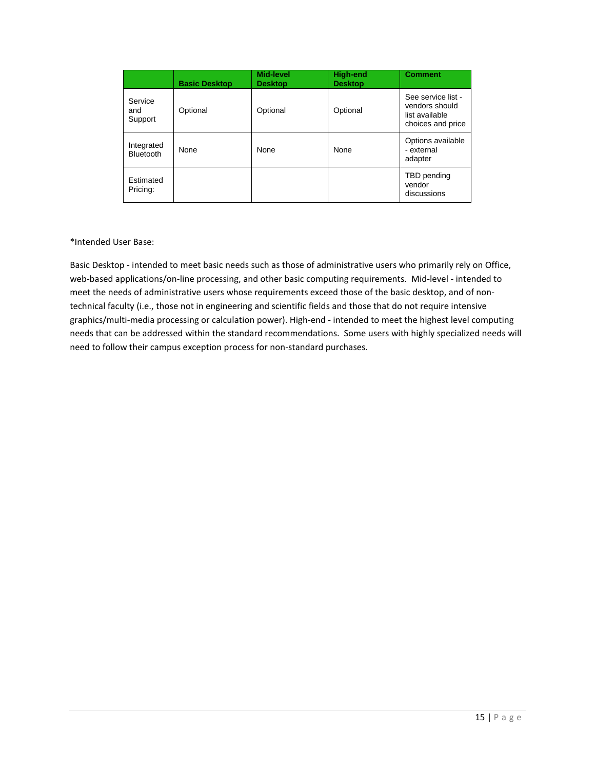| | Basic Desktop | Mid-level Desktop | High-end Desktop | Comment |
|---|---|---|---|---|
| Service and Support | Optional | Optional | Optional | See service list - vendors should list available choices and price |
| Integrated Bluetooth | None | None | None | Options available - external adapter |
| Estimated Pricing: | | | | TBD pending vendor discussions |

*Intended User Base:

Basic Desktop - intended to meet basic needs such as those of administrative users who primarily rely on Office, web-based applications/on-line processing, and other basic computing requirements. Mid-level - intended to meet the needs of administrative users whose requirements exceed those of the basic desktop, and of non-technical faculty (i.e., those not in engineering and scientific fields and those that do not require intensive graphics/multi-media processing or calculation power). High-end - intended to meet the highest level computing needs that can be addressed within the standard recommendations. Some users with highly specialized needs will need to follow their campus exception process for non-standard purchases.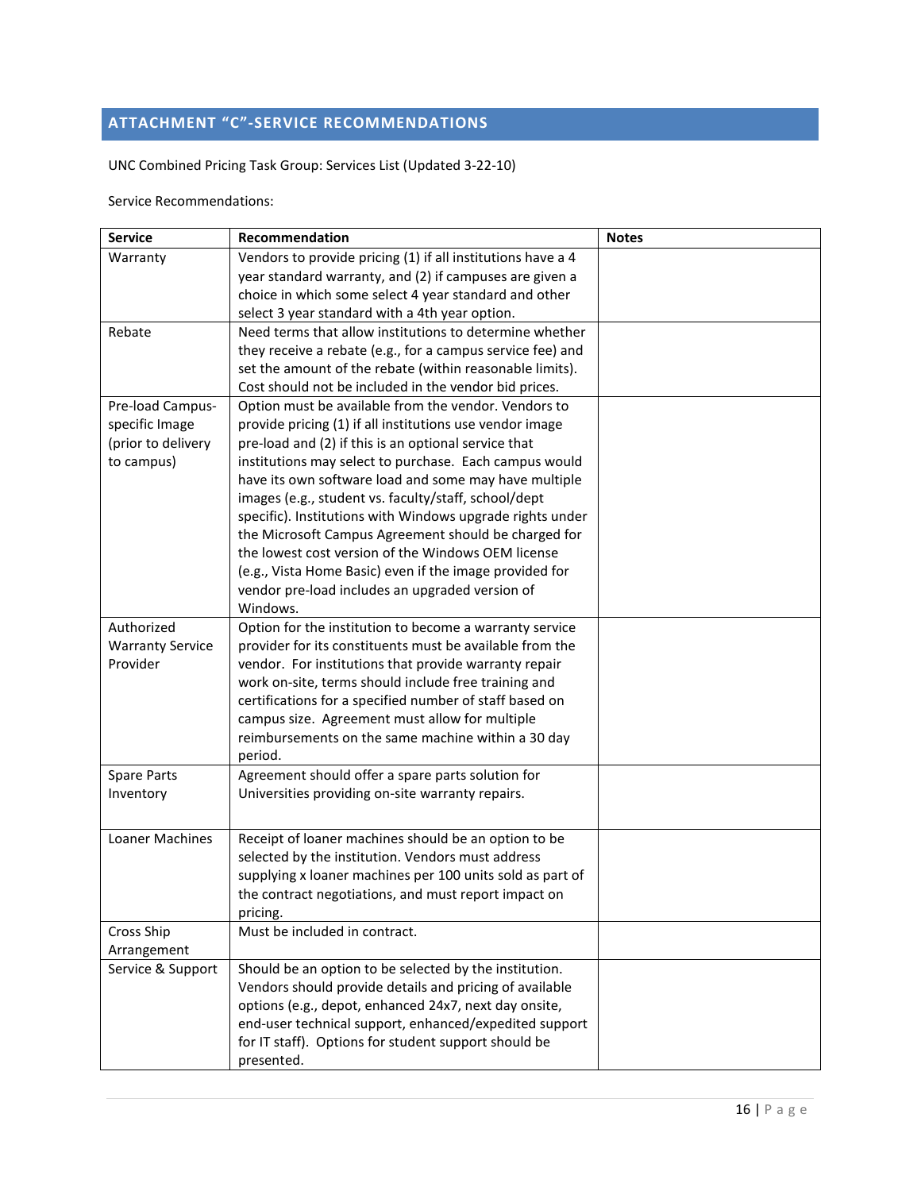## ATTACHMENT "C"-SERVICE RECOMMANDATIONS

UNC Combined Pricing Task Group: Services List (Updated 3-22-10)

Service Recommendations:

| Service | Recommendation | Notes |
|---|---|---|
| Warranty | Vendors to provide pricing (1) if all institutions have a 4 year standard warranty, and (2) if campuses are given a choice in which some select 4 year standard and other select 3 year standard with a 4th year option. | |
| Rebate | Need terms that allow institutions to determine whether they receive a rebate (e.g., for a campus service fee) and set the amount of the rebate (within reasonable limits). Cost should not be included in the vendor bid prices. | |
| Pre-load Campus-specific Image (prior to delivery to campus) | Option must be available from the vendor. Vendors to provide pricing (1) if all institutions use vendor image pre-load and (2) if this is an optional service that institutions may select to purchase. Each campus would have its own software load and some may have multiple images (e.g., student vs. faculty/staff, school/dept specific). Institutions with Windows upgrade rights under the Microsoft Campus Agreement should be charged for the lowest cost version of the Windows OEM license (e.g., Vista Home Basic) even if the image provided for vendor pre-load includes an upgraded version of Windows. | |
| Authorized Warranty Service Provider | Option for the institution to become a warranty service provider for its constituents must be available from the vendor. For institutions that provide warranty repair work on-site, terms should include free training and certifications for a specified number of staff based on campus size. Agreement must allow for multiple reimbursements on the same machine within a 30 day period. | |
| Spare Parts Inventory | Agreement should offer a spare parts solution for Universities providing on-site warranty repairs. | |
| Loaner Machines | Receipt of loaner machines should be an option to be selected by the institution. Vendors must address supplying x loaner machines per 100 units sold as part of the contract negotiations, and must report impact on pricing. | |
| Cross Ship Arrangement | Must be included in contract. | |
| Service & Support | Should be an option to be selected by the institution. Vendors should provide details and pricing of available options (e.g., depot, enhanced 24x7, next day onsite, end-user technical support, enhanced/expedited support for IT staff). Options for student support should be presented. | |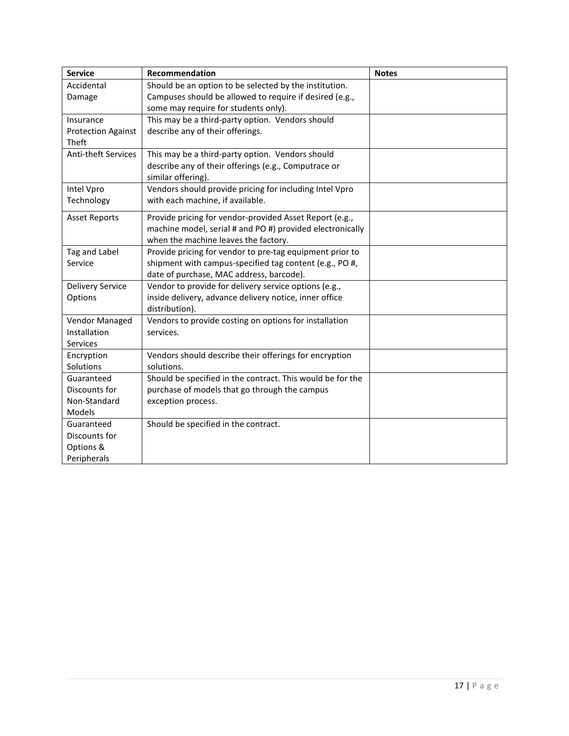| Service | Recommendation | Notes |
|---|---|---|
| Accidental Damage | Should be an option to be selected by the institution. Campuses should be allowed to require if desired (e.g., some may require for students only). | |
| Insurance Protection Against Theft | This may be a third-party option. Vendors should describe any of their offerings. | |
| Anti-theft Services | This may be a third-party option. Vendors should describe any of their offerings (e.g., Computrace or similar offering). | |
| Intel Vpro Technology | Vendors should provide pricing for including Intel Vpro with each machine, if available. | |
| Asset Reports | Provide pricing for vendor-provided Asset Report (e.g., machine model, serial # and PO #) provided electronically when the machine leaves the factory. | |
| Tag and Label Service | Provide pricing for vendor to pre-tag equipment prior to shipment with campus-specified tag content (e.g., PO #, date of purchase, MAC address, barcode). | |
| Delivery Service Options | Vendor to provide for delivery service options (e.g., inside delivery, advance delivery notice, inner office distribution). | |
| Vendor Managed Installation Services | Vendors to provide costing on options for installation services. | |
| Encryption Solutions | Vendors should describe their offerings for encryption solutions. | |
| Guaranteed Discounts for Non-Standard Models | Should be specified in the contract. This would be for the purchase of models that go through the campus exception process. | |
| Guaranteed Discounts for Options & Peripherals | Should be specified in the contract. | |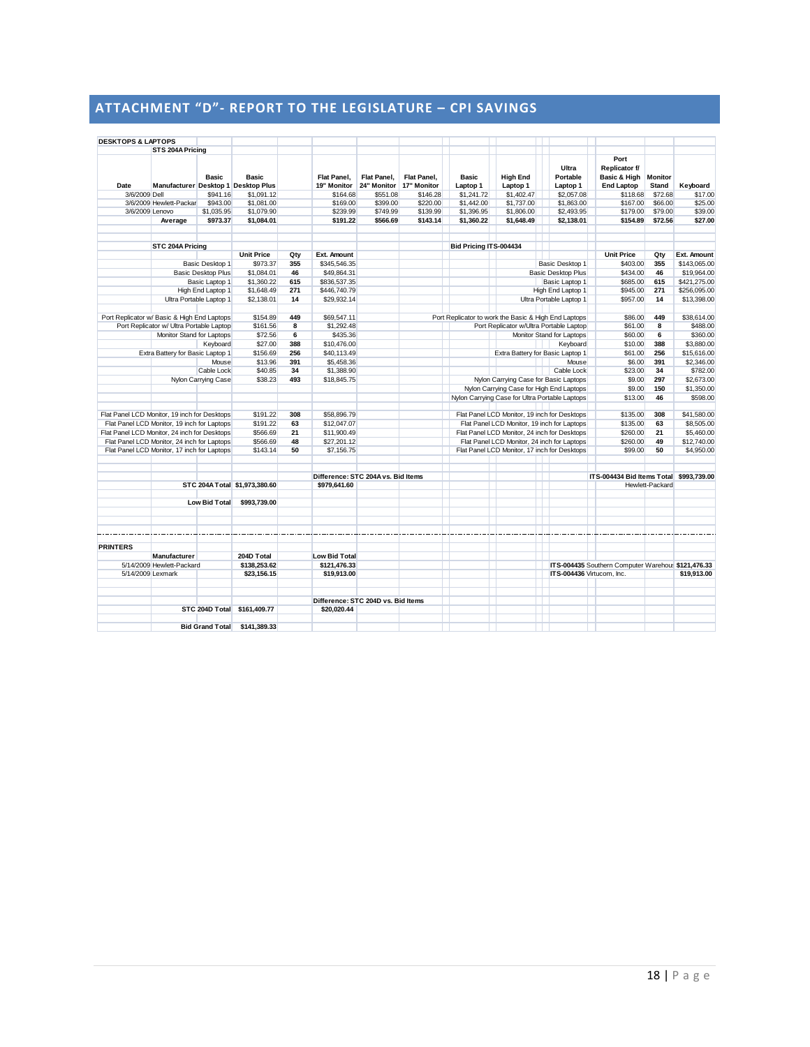## ATTACHMENT "D"- REPORT TO THE LEGISLATURE – CPI SAVINGS

**DESKTOPS & LAPTOPS**

**STS 204A Pricing**

| Date | Manufacturer | Basic Desktop 1 | Basic Desktop Plus | Flat Panel, 19" Monitor | Flat Panel, 24" Monitor | Flat Panel, 17" Monitor | Basic Laptop 1 | High End Laptop 1 | Ultra Portable Laptop 1 | Port Replicator f/ Basic & High End Laptop | Monitor Stand | Keyboard |
|---|---|---|---|---|---|---|---|---|---|---|---|---|
| 3/6/2009 | Dell | $941.16 | $1,091.12 | $164.68 | $551.08 | $146.28 | $1,241.72 | $1,402.47 | $2,057.08 | $118.68 | $72.68 | $17.00 |
| 3/6/2009 | Hewlett-Packar | $943.00 | $1,081.00 | $169.00 | $399.00 | $220.00 | $1,442.00 | $1,737.00 | $1,863.00 | $167.00 | $66.00 | $25.00 |
| 3/6/2009 | Lenovo | $1,035.95 | $1,079.90 | $239.99 | $749.99 | $139.99 | $1,396.95 | $1,806.00 | $2,493.95 | $179.00 | $79.00 | $39.00 |
| | **Average** | **$973.37** | **$1,084.01** | **$191.22** | **$566.69** | **$143.14** | **$1,360.22** | **$1,648.49** | **$2,138.01** | **$154.89** | **$72.56** | **$27.00** |

| STC 204A Pricing | Unit Price | Qty | Ext. Amount | Bid Pricing ITS-004434 | Unit Price | Qty | Ext. Amount |
|---|---|---|---|---|---|---|---|
| Basic Desktop 1 | $973.37 | 355 | $345,546.35 | Basic Desktop 1 | $403.00 | 355 | $143,065.00 |
| Basic Desktop Plus | $1,084.01 | 46 | $49,864.31 | Basic Desktop Plus | $434.00 | 46 | $19,964.00 |
| Basic Laptop 1 | $1,360.22 | 615 | $836,537.35 | Basic Laptop 1 | $685.00 | 615 | $421,275.00 |
| High End Laptop 1 | $1,648.49 | 271 | $446,740.79 | High End Laptop 1 | $945.00 | 271 | $256,095.00 |
| Ultra Portable Laptop 1 | $2,138.01 | 14 | $29,932.14 | Ultra Portable Laptop 1 | $957.00 | 14 | $13,398.00 |
| | | | | | | | |
| Port Replicator w/ Basic & High End Laptops | $154.89 | 449 | $69,547.11 | Port Replicator to work the Basic & High End Laptops | $86.00 | 449 | $38,614.00 |
| Port Replicator w/ Ultra Portable Laptop | $161.56 | 8 | $1,292.48 | Port Replicator w/Ultra Portable Laptop | $61.00 | 8 | $488.00 |
| Monitor Stand for Laptops | $72.56 | 6 | $435.36 | Monitor Stand for Laptops | $60.00 | 6 | $360.00 |
| Keyboard | $27.00 | 388 | $10,476.00 | Keyboard | $10.00 | 388 | $3,880.00 |
| Extra Battery for Basic Laptop 1 | $156.69 | 256 | $40,113.49 | Extra Battery for Basic Laptop 1 | $61.00 | 256 | $15,616.00 |
| Mouse | $13.96 | 391 | $5,458.36 | Mouse | $6.00 | 391 | $2,346.00 |
| Cable Lock | $40.85 | 34 | $1,388.90 | Cable Lock | $23.00 | 34 | $782.00 |
| Nylon Carrying Case | $38.23 | 493 | $18,845.75 | Nylon Carrying Case for Basic Laptops | $9.00 | 297 | $2,673.00 |
| | | | | Nylon Carrying Case for High End Laptops | $9.00 | 150 | $1,350.00 |
| | | | | Nylon Carrying Case for Ultra Portable Laptops | $13.00 | 46 | $598.00 |
| | | | | | | | |
| Flat Panel LCD Monitor, 19 inch for Desktops | $191.22 | 308 | $58,896.79 | Flat Panel LCD Monitor, 19 inch for Desktops | $135.00 | 308 | $41,580.00 |
| Flat Panel LCD Monitor, 19 inch for Laptops | $191.22 | 63 | $12,047.07 | Flat Panel LCD Monitor, 19 inch for Laptops | $135.00 | 63 | $8,505.00 |
| Flat Panel LCD Monitor, 24 inch for Desktops | $566.69 | 21 | $11,900.49 | Flat Panel LCD Monitor, 24 inch for Desktops | $260.00 | 21 | $5,460.00 |
| Flat Panel LCD Monitor, 24 inch for Laptops | $566.69 | 48 | $27,201.12 | Flat Panel LCD Monitor, 24 inch for Laptops | $260.00 | 49 | $12,740.00 |
| Flat Panel LCD Monitor, 17 inch for Laptops | $143.14 | 50 | $7,156.75 | Flat Panel LCD Monitor, 17 inch for Desktops | $99.00 | 50 | $4,950.00 |

| | | | | |
|---|---|---|---|---|
| | | **Difference: STC 204A vs. Bid Items** | **ITS-004434 Bid Items Total** | **$993,739.00** |
| **STC 204A Total** | **$1,973,380.60** | **$979,641.60** | Hewlett-Packard | |
| **Low Bid Total** | **$993,739.00** | | | |

**PRINTERS**

| Date | Manufacturer | 204D Total | Low Bid Total | | | |
|---|---|---|---|---|---|---|
| 5/14/2009 | Hewlett-Packard | $138,253.62 | $121,476.33 | **ITS-004435** | Southern Computer Warehouse | **$121,476.33** |
| 5/14/2009 | Lexmark | $23,156.15 | $19,913.00 | **ITS-004436** | Virtucom, Inc. | **$19,913.00** |

| | | |
|---|---|---|
| | | **Difference: STC 204D vs. Bid Items** |
| **STC 204D Total** | **$161,409.77** | **$20,020.44** |
| **Bid Grand Total** | **$141,389.33** | |